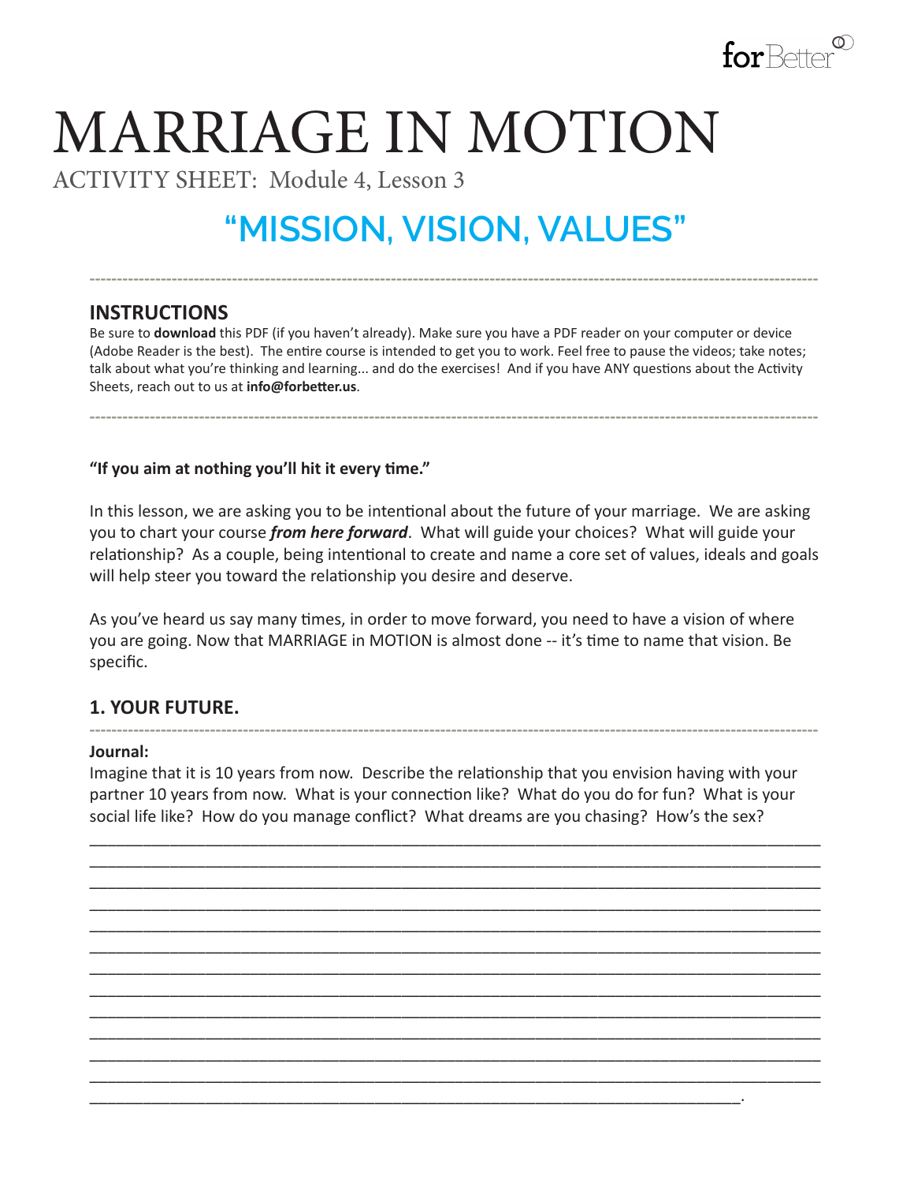# MARRIAGE IN MOTION

ACTIVITY SHEET: Module 4, Lesson 3

## "MISSION, VISION, VALUES"

---

### INSTRUCTIONS

Be sure to **download** this PDF (if you haven't already). Make sure you have a PDF reader on your computer or device (Adobe Reader is the best). The entire course is intended to get you to work. Feel free to pause the videos; take notes; talk about what you're thinking and learning... and do the exercises! And if you have ANY questions about the Activity Sheets, reach out to us at **info@forbetter.us**.

---

**"If you aim at nothing you'll hit it every time."**

In this lesson, we are asking you to be intentional about the future of your marriage. We are asking you to chart your course ***from here forward***. What will guide your choices? What will guide your relationship? As a couple, being intentional to create and name a core set of values, ideals and goals will help steer you toward the relationship you desire and deserve.

As you've heard us say many times, in order to move forward, you need to have a vision of where you are going. Now that MARRIAGE in MOTION is almost done -- it's time to name that vision. Be specific.

### 1. YOUR FUTURE.

---

**Journal:**

Imagine that it is 10 years from now. Describe the relationship that you envision having with your partner 10 years from now. What is your connection like? What do you do for fun? What is your social life like? How do you manage conflict? What dreams are you chasing? How's the sex?

_______________________________________________________________________________
_______________________________________________________________________________
_______________________________________________________________________________
_______________________________________________________________________________
_______________________________________________________________________________
_______________________________________________________________________________
_______________________________________________________________________________
_______________________________________________________________________________
_______________________________________________________________________________
_______________________________________________________________________________
_______________________________________________________________________________
_______________________________________________________________________________
_________________________________________________________________.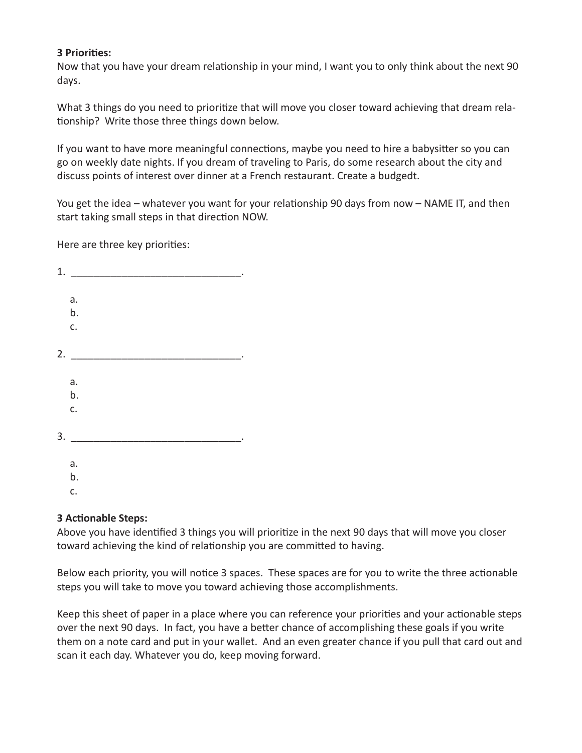**3 Priorities:**

Now that you have your dream relationship in your mind, I want you to only think about the next 90 days.

What 3 things do you need to prioritize that will move you closer toward achieving that dream relationship? Write those three things down below.

If you want to have more meaningful connections, maybe you need to hire a babysitter so you can go on weekly date nights. If you dream of traveling to Paris, do some research about the city and discuss points of interest over dinner at a French restaurant. Create a budgedt.

You get the idea – whatever you want for your relationship 90 days from now – NAME IT, and then start taking small steps in that direction NOW.

Here are three key priorities:

1. ______________________________.
    a.
    b.
    c.

2. ______________________________.
    a.
    b.
    c.

3. ______________________________.
    a.
    b.
    c.

**3 Actionable Steps:**

Above you have identified 3 things you will prioritize in the next 90 days that will move you closer toward achieving the kind of relationship you are committed to having.

Below each priority, you will notice 3 spaces. These spaces are for you to write the three actionable steps you will take to move you toward achieving those accomplishments.

Keep this sheet of paper in a place where you can reference your priorities and your actionable steps over the next 90 days. In fact, you have a better chance of accomplishing these goals if you write them on a note card and put in your wallet. And an even greater chance if you pull that card out and scan it each day. Whatever you do, keep moving forward.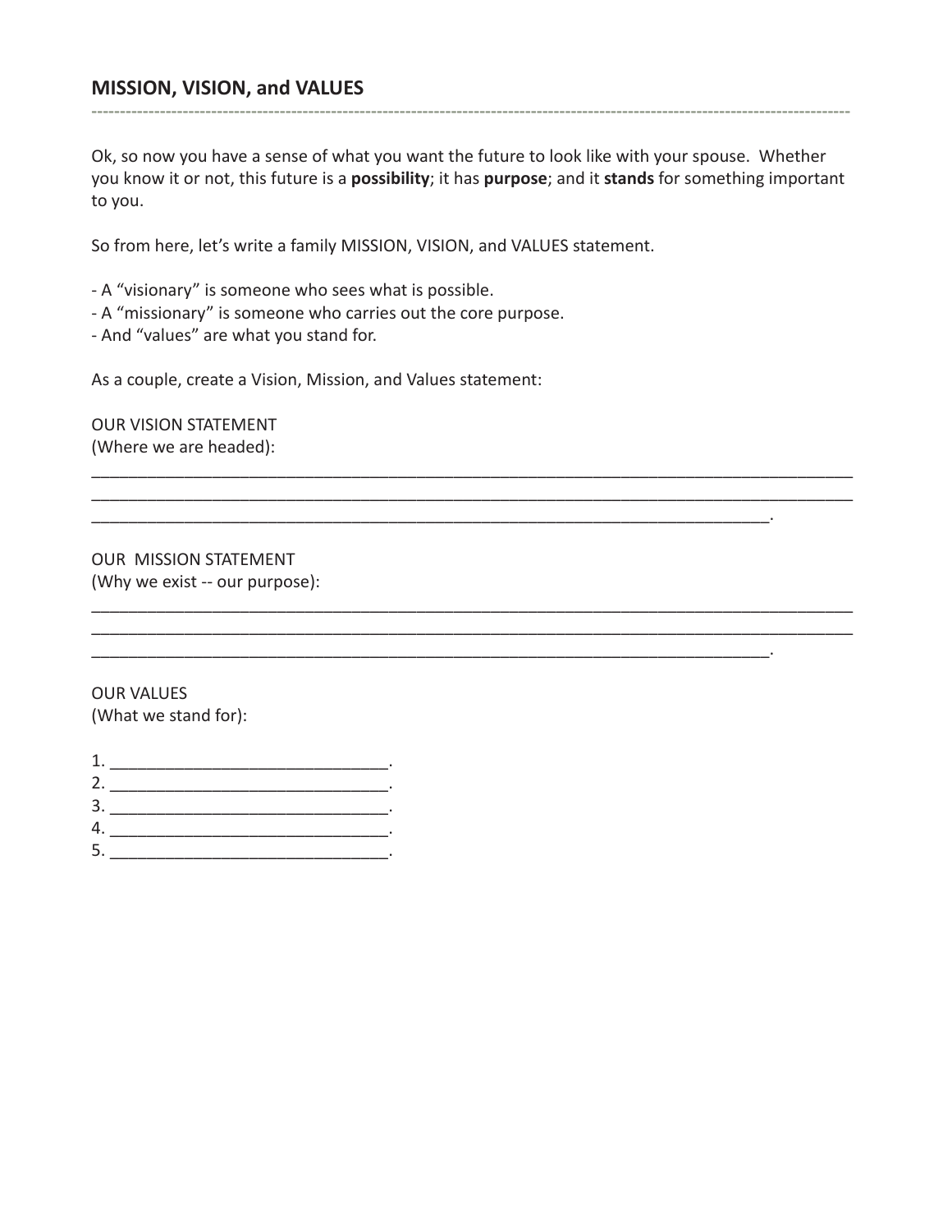## MISSION, VISION, and VALUES

Ok, so now you have a sense of what you want the future to look like with your spouse. Whether you know it or not, this future is a **possibility**; it has **purpose**; and it **stands** for something important to you.

So from here, let's write a family MISSION, VISION, and VALUES statement.

- A "visionary" is someone who sees what is possible.
- A "missionary" is someone who carries out the core purpose.
- And "values" are what you stand for.

As a couple, create a Vision, Mission, and Values statement:

OUR VISION STATEMENT
(Where we are headed):

_____________________________________________________________________________________
_____________________________________________________________________________________
____________________________________________________________________________.

OUR MISSION STATEMENT
(Why we exist -- our purpose):

_____________________________________________________________________________________
_____________________________________________________________________________________
____________________________________________________________________________.

OUR VALUES
(What we stand for):

1. ______________________________.
2. ______________________________.
3. ______________________________.
4. ______________________________.
5. ______________________________.